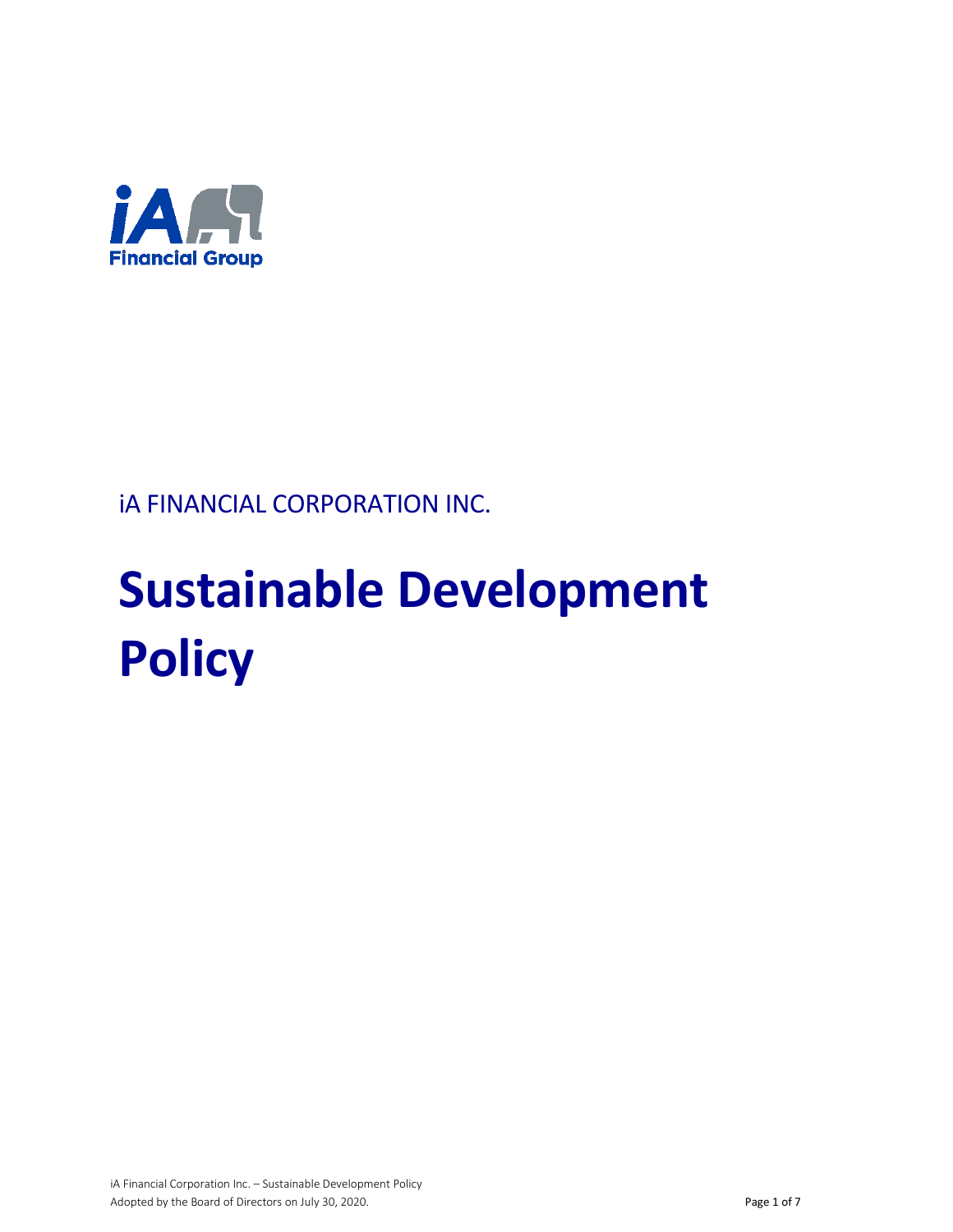iA FINANCIAL CORPORATION INC.

# Sustainable Development Policy

iA Financial Corporation Inc. – Sustainable Development Policy
Adopted by the Board of Directors on July 30, 2020.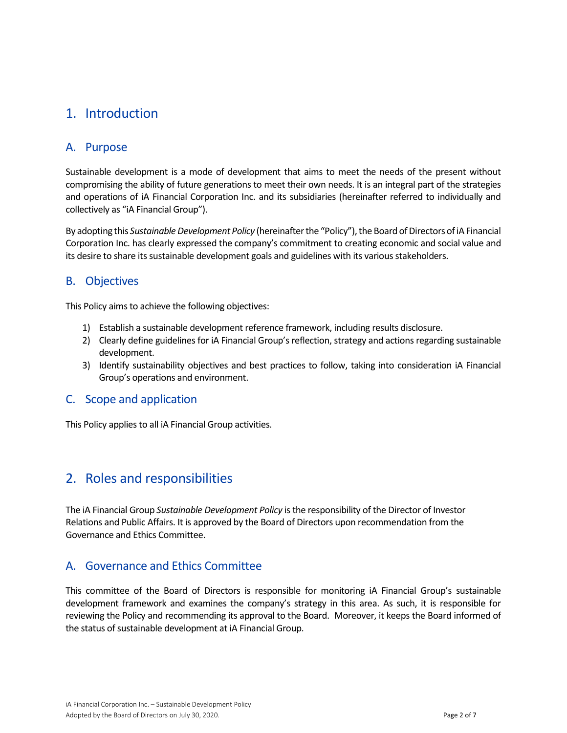# 1. Introduction

## A. Purpose

Sustainable development is a mode of development that aims to meet the needs of the present without compromising the ability of future generations to meet their own needs. It is an integral part of the strategies and operations of iA Financial Corporation Inc. and its subsidiaries (hereinafter referred to individually and collectively as "iA Financial Group").

By adopting this *Sustainable Development Policy* (hereinafter the "Policy"), the Board of Directors of iA Financial Corporation Inc. has clearly expressed the company's commitment to creating economic and social value and its desire to share its sustainable development goals and guidelines with its various stakeholders.

## B. Objectives

This Policy aims to achieve the following objectives:

1) Establish a sustainable development reference framework, including results disclosure.
2) Clearly define guidelines for iA Financial Group's reflection, strategy and actions regarding sustainable development.
3) Identify sustainability objectives and best practices to follow, taking into consideration iA Financial Group's operations and environment.

## C. Scope and application

This Policy applies to all iA Financial Group activities.

# 2. Roles and responsibilities

The iA Financial Group *Sustainable Development Policy* is the responsibility of the Director of Investor Relations and Public Affairs. It is approved by the Board of Directors upon recommendation from the Governance and Ethics Committee.

## A. Governance and Ethics Committee

This committee of the Board of Directors is responsible for monitoring iA Financial Group's sustainable development framework and examines the company's strategy in this area. As such, it is responsible for reviewing the Policy and recommending its approval to the Board. Moreover, it keeps the Board informed of the status of sustainable development at iA Financial Group.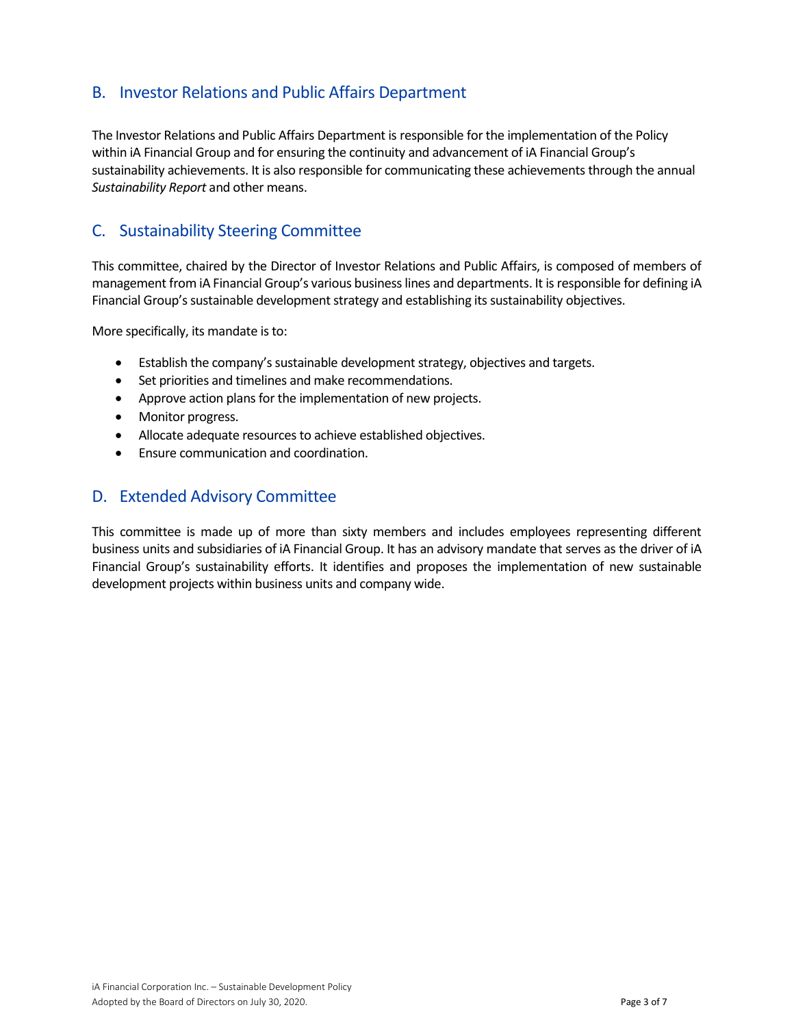## B. Investor Relations and Public Affairs Department

The Investor Relations and Public Affairs Department is responsible for the implementation of the Policy within iA Financial Group and for ensuring the continuity and advancement of iA Financial Group's sustainability achievements. It is also responsible for communicating these achievements through the annual *Sustainability Report* and other means.

## C. Sustainability Steering Committee

This committee, chaired by the Director of Investor Relations and Public Affairs, is composed of members of management from iA Financial Group's various business lines and departments. It is responsible for defining iA Financial Group's sustainable development strategy and establishing its sustainability objectives.

More specifically, its mandate is to:

- Establish the company's sustainable development strategy, objectives and targets.
- Set priorities and timelines and make recommendations.
- Approve action plans for the implementation of new projects.
- Monitor progress.
- Allocate adequate resources to achieve established objectives.
- Ensure communication and coordination.

## D. Extended Advisory Committee

This committee is made up of more than sixty members and includes employees representing different business units and subsidiaries of iA Financial Group. It has an advisory mandate that serves as the driver of iA Financial Group's sustainability efforts. It identifies and proposes the implementation of new sustainable development projects within business units and company wide.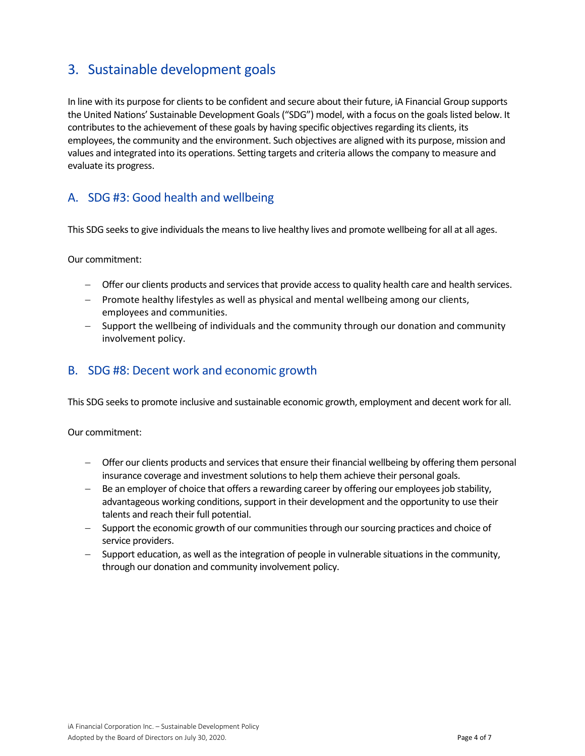## 3. Sustainable development goals

In line with its purpose for clients to be confident and secure about their future, iA Financial Group supports the United Nations' Sustainable Development Goals ("SDG") model, with a focus on the goals listed below. It contributes to the achievement of these goals by having specific objectives regarding its clients, its employees, the community and the environment. Such objectives are aligned with its purpose, mission and values and integrated into its operations. Setting targets and criteria allows the company to measure and evaluate its progress.

### A. SDG #3: Good health and wellbeing

This SDG seeks to give individuals the means to live healthy lives and promote wellbeing for all at all ages.

Our commitment:

- Offer our clients products and services that provide access to quality health care and health services.
- Promote healthy lifestyles as well as physical and mental wellbeing among our clients, employees and communities.
- Support the wellbeing of individuals and the community through our donation and community involvement policy.

### B. SDG #8: Decent work and economic growth

This SDG seeks to promote inclusive and sustainable economic growth, employment and decent work for all.

Our commitment:

- Offer our clients products and services that ensure their financial wellbeing by offering them personal insurance coverage and investment solutions to help them achieve their personal goals.
- Be an employer of choice that offers a rewarding career by offering our employees job stability, advantageous working conditions, support in their development and the opportunity to use their talents and reach their full potential.
- Support the economic growth of our communities through our sourcing practices and choice of service providers.
- Support education, as well as the integration of people in vulnerable situations in the community, through our donation and community involvement policy.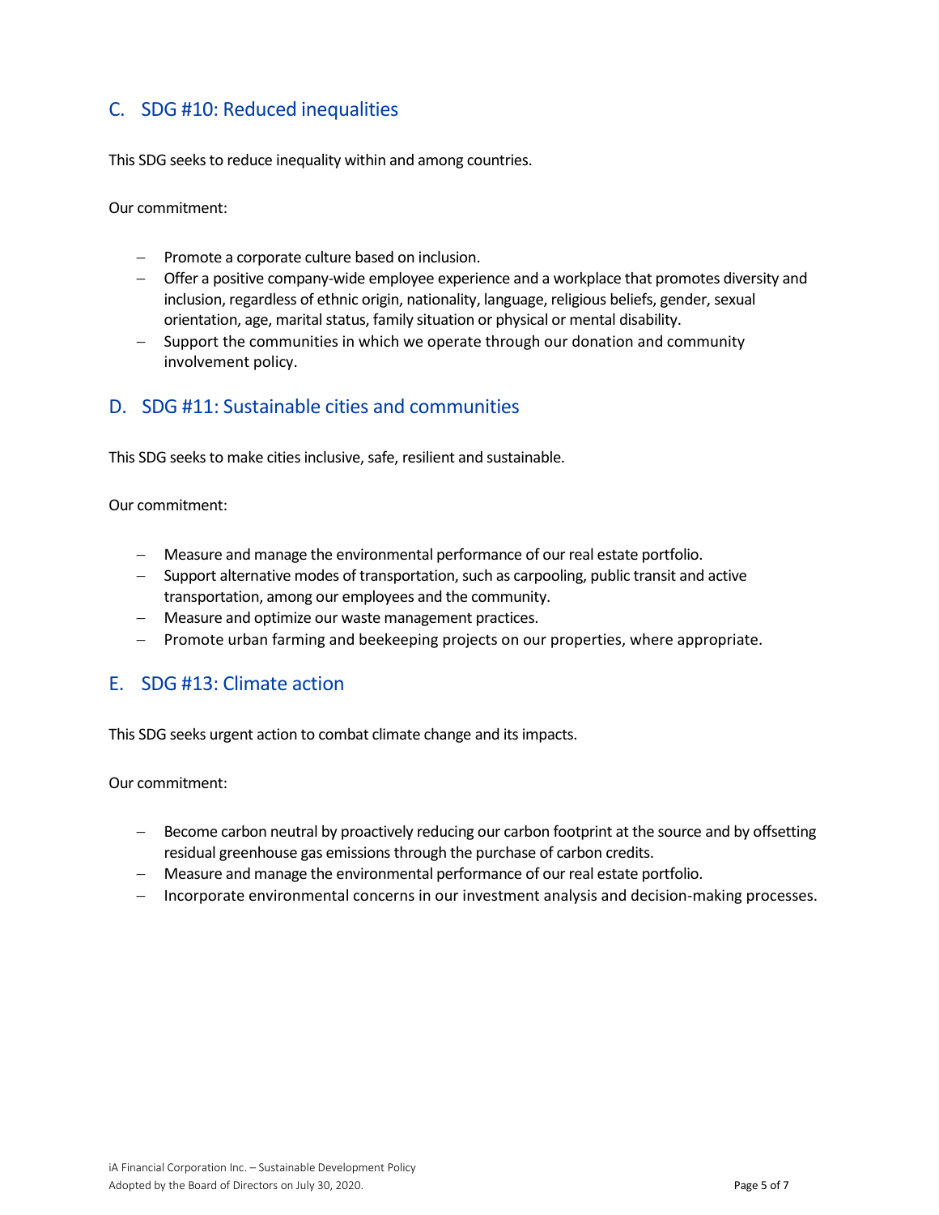## C. SDG #10: Reduced inequalities

This SDG seeks to reduce inequality within and among countries.

Our commitment:

- Promote a corporate culture based on inclusion.
- Offer a positive company-wide employee experience and a workplace that promotes diversity and inclusion, regardless of ethnic origin, nationality, language, religious beliefs, gender, sexual orientation, age, marital status, family situation or physical or mental disability.
- Support the communities in which we operate through our donation and community involvement policy.

## D. SDG #11: Sustainable cities and communities

This SDG seeks to make cities inclusive, safe, resilient and sustainable.

Our commitment:

- Measure and manage the environmental performance of our real estate portfolio.
- Support alternative modes of transportation, such as carpooling, public transit and active transportation, among our employees and the community.
- Measure and optimize our waste management practices.
- Promote urban farming and beekeeping projects on our properties, where appropriate.

## E. SDG #13: Climate action

This SDG seeks urgent action to combat climate change and its impacts.

Our commitment:

- Become carbon neutral by proactively reducing our carbon footprint at the source and by offsetting residual greenhouse gas emissions through the purchase of carbon credits.
- Measure and manage the environmental performance of our real estate portfolio.
- Incorporate environmental concerns in our investment analysis and decision-making processes.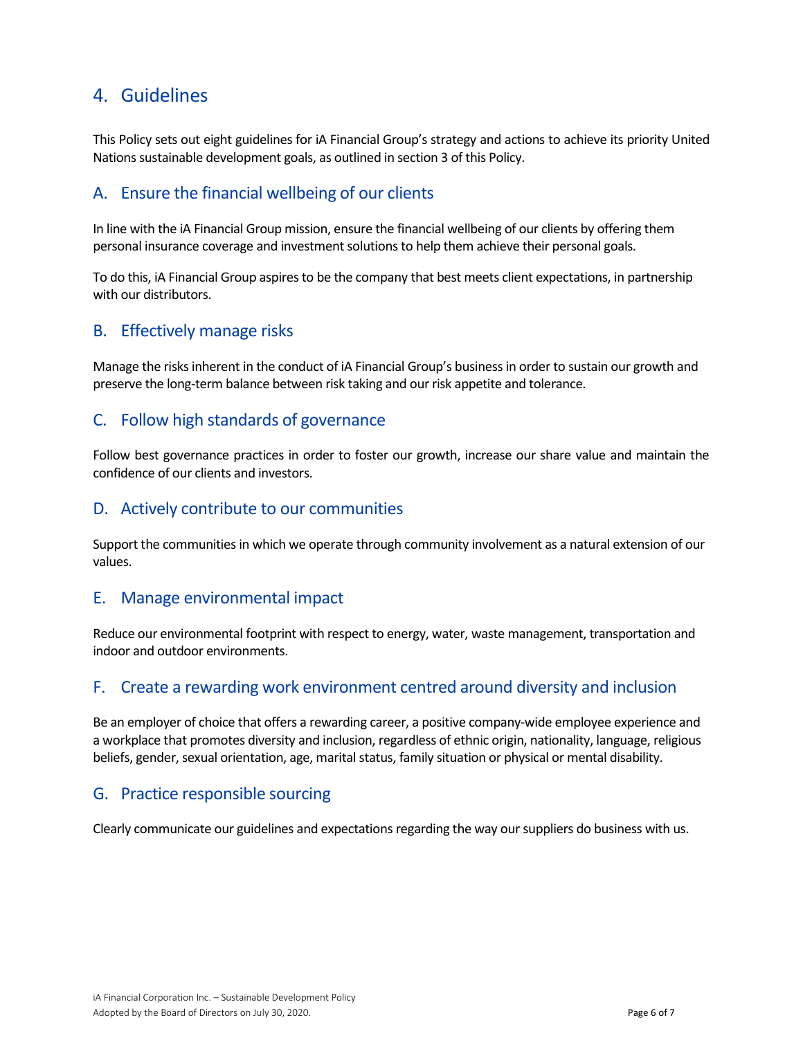## 4. Guidelines

This Policy sets out eight guidelines for iA Financial Group's strategy and actions to achieve its priority United Nations sustainable development goals, as outlined in section 3 of this Policy.

### A. Ensure the financial wellbeing of our clients

In line with the iA Financial Group mission, ensure the financial wellbeing of our clients by offering them personal insurance coverage and investment solutions to help them achieve their personal goals.

To do this, iA Financial Group aspires to be the company that best meets client expectations, in partnership with our distributors.

### B. Effectively manage risks

Manage the risks inherent in the conduct of iA Financial Group's business in order to sustain our growth and preserve the long-term balance between risk taking and our risk appetite and tolerance.

### C. Follow high standards of governance

Follow best governance practices in order to foster our growth, increase our share value and maintain the confidence of our clients and investors.

### D. Actively contribute to our communities

Support the communities in which we operate through community involvement as a natural extension of our values.

### E. Manage environmental impact

Reduce our environmental footprint with respect to energy, water, waste management, transportation and indoor and outdoor environments.

### F. Create a rewarding work environment centred around diversity and inclusion

Be an employer of choice that offers a rewarding career, a positive company-wide employee experience and a workplace that promotes diversity and inclusion, regardless of ethnic origin, nationality, language, religious beliefs, gender, sexual orientation, age, marital status, family situation or physical or mental disability.

### G. Practice responsible sourcing

Clearly communicate our guidelines and expectations regarding the way our suppliers do business with us.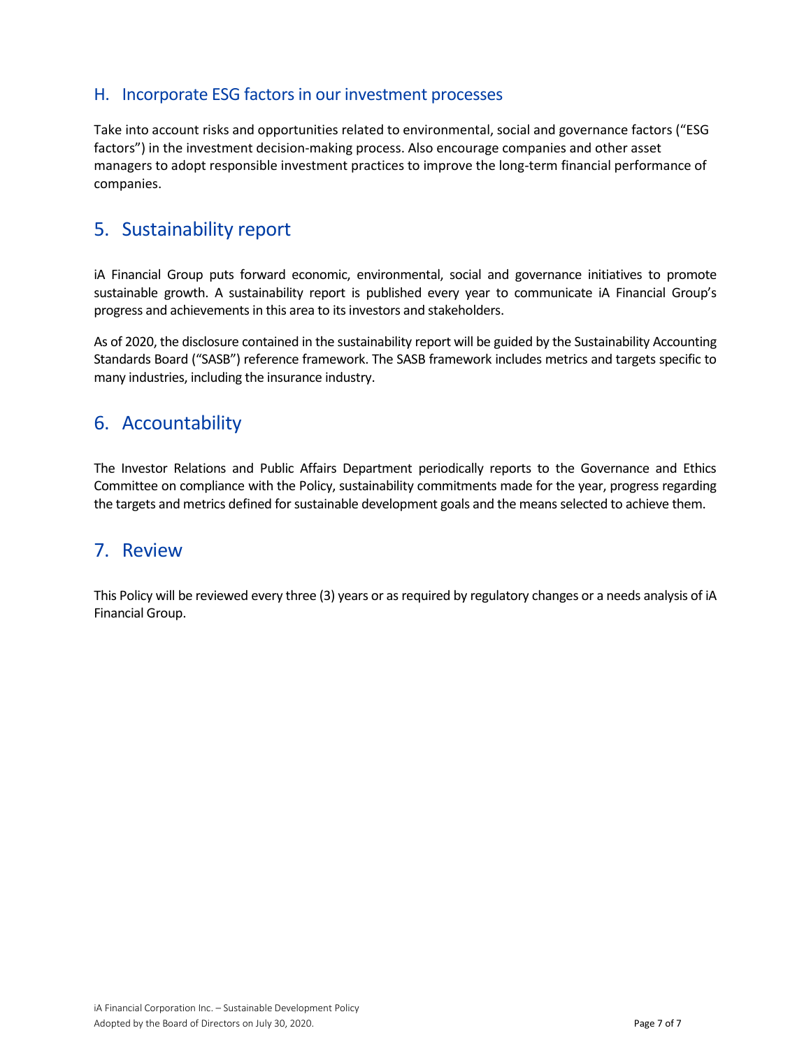### H. Incorporate ESG factors in our investment processes

Take into account risks and opportunities related to environmental, social and governance factors ("ESG factors") in the investment decision-making process. Also encourage companies and other asset managers to adopt responsible investment practices to improve the long-term financial performance of companies.

## 5. Sustainability report

iA Financial Group puts forward economic, environmental, social and governance initiatives to promote sustainable growth. A sustainability report is published every year to communicate iA Financial Group's progress and achievements in this area to its investors and stakeholders.

As of 2020, the disclosure contained in the sustainability report will be guided by the Sustainability Accounting Standards Board ("SASB") reference framework. The SASB framework includes metrics and targets specific to many industries, including the insurance industry.

## 6. Accountability

The Investor Relations and Public Affairs Department periodically reports to the Governance and Ethics Committee on compliance with the Policy, sustainability commitments made for the year, progress regarding the targets and metrics defined for sustainable development goals and the means selected to achieve them.

## 7. Review

This Policy will be reviewed every three (3) years or as required by regulatory changes or a needs analysis of iA Financial Group.